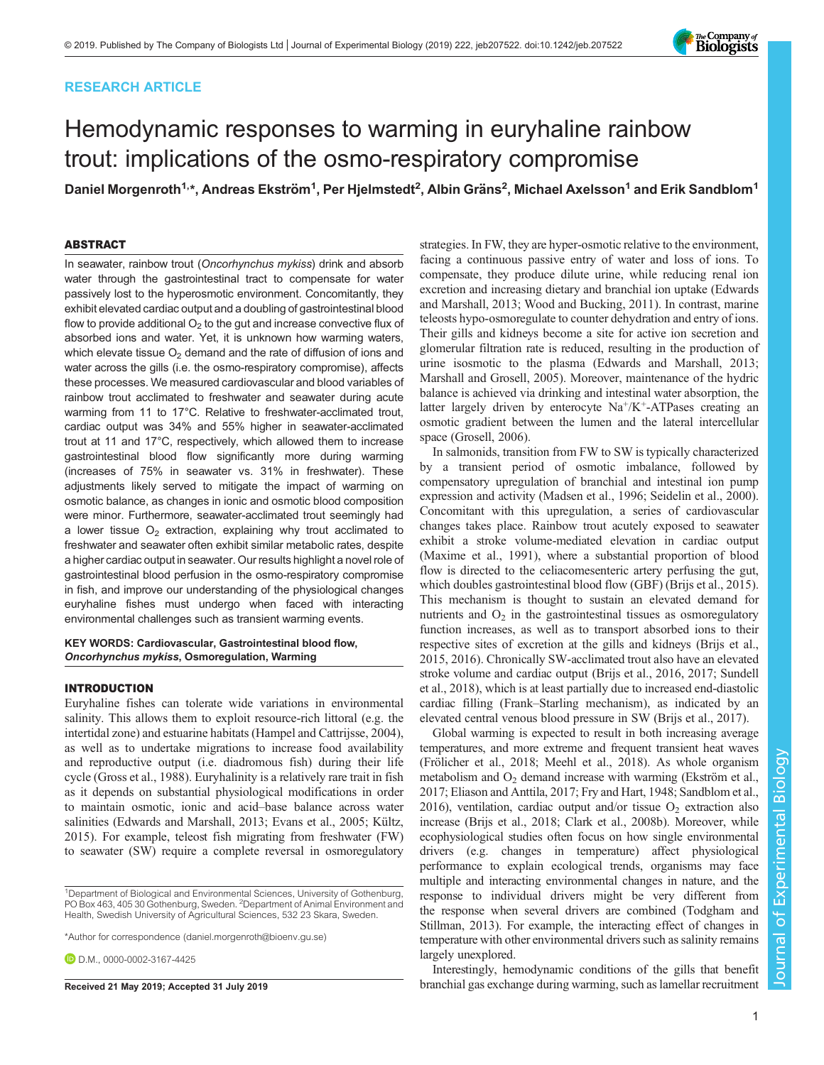RESEARCH ARTICLE

# Hemodynamic responses to warming in euryhaline rainbow trout: implications of the osmo-respiratory compromise

Daniel Morgenroth[1,*], Andreas Ekström[1], Per Hjelmstedt[2], Albin Gräns[2], Michael Axelsson[1] and Erik Sandblom[1]

## ABSTRACT

In seawater, rainbow trout (*Oncorhynchus mykiss*) drink and absorb water through the gastrointestinal tract to compensate for water passively lost to the hyperosmotic environment. Concomitantly, they exhibit elevated cardiac output and a doubling of gastrointestinal blood flow to provide additional $O_2$ to the gut and increase convective flux of absorbed ions and water. Yet, it is unknown how warming waters, which elevate tissue $O_2$ demand and the rate of diffusion of ions and water across the gills (i.e. the osmo-respiratory compromise), affects these processes. We measured cardiovascular and blood variables of rainbow trout acclimated to freshwater and seawater during acute warming from 11 to 17°C. Relative to freshwater-acclimated trout, cardiac output was 34% and 55% higher in seawater-acclimated trout at 11 and 17°C, respectively, which allowed them to increase gastrointestinal blood flow significantly more during warming (increases of 75% in seawater vs. 31% in freshwater). These adjustments likely served to mitigate the impact of warming on osmotic balance, as changes in ionic and osmotic blood composition were minor. Furthermore, seawater-acclimated trout seemingly had a lower tissue $O_2$ extraction, explaining why trout acclimated to freshwater and seawater often exhibit similar metabolic rates, despite a higher cardiac output in seawater. Our results highlight a novel role of gastrointestinal blood perfusion in the osmo-respiratory compromise in fish, and improve our understanding of the physiological changes euryhaline fishes must undergo when faced with interacting environmental challenges such as transient warming events.

**KEY WORDS: Cardiovascular, Gastrointestinal blood flow, *Oncorhynchus mykiss*, Osmoregulation, Warming**

## INTRODUCTION

Euryhaline fishes can tolerate wide variations in environmental salinity. This allows them to exploit resource-rich littoral (e.g. the intertidal zone) and estuarine habitats (Hampel and Cattrijsse, 2004), as well as to undertake migrations to increase food availability and reproductive output (i.e. diadromous fish) during their life cycle (Gross et al., 1988). Euryhalinity is a relatively rare trait in fish as it depends on substantial physiological modifications in order to maintain osmotic, ionic and acid–base balance across water salinities (Edwards and Marshall, 2013; Evans et al., 2005; Kültz, 2015). For example, teleost fish migrating from freshwater (FW) to seawater (SW) require a complete reversal in osmoregulatory strategies. In FW, they are hyper-osmotic relative to the environment, facing a continuous passive entry of water and loss of ions. To compensate, they produce dilute urine, while reducing renal ion excretion and increasing dietary and branchial ion uptake (Edwards and Marshall, 2013; Wood and Bucking, 2011). In contrast, marine teleosts hypo-osmoregulate to counter dehydration and entry of ions. Their gills and kidneys become a site for active ion secretion and glomerular filtration rate is reduced, resulting in the production of urine isosmotic to the plasma (Edwards and Marshall, 2013; Marshall and Grosell, 2005). Moreover, maintenance of the hydric balance is achieved via drinking and intestinal water absorption, the latter largely driven by enterocyte $Na^+/K^+$-ATPases creating an osmotic gradient between the lumen and the lateral intercellular space (Grosell, 2006).

In salmonids, transition from FW to SW is typically characterized by a transient period of osmotic imbalance, followed by compensatory upregulation of branchial and intestinal ion pump expression and activity (Madsen et al., 1996; Seidelin et al., 2000). Concomitant with this upregulation, a series of cardiovascular changes takes place. Rainbow trout acutely exposed to seawater exhibit a stroke volume-mediated elevation in cardiac output (Maxime et al., 1991), where a substantial proportion of blood flow is directed to the celiacomesenteric artery perfusing the gut, which doubles gastrointestinal blood flow (GBF) (Brijs et al., 2015). This mechanism is thought to sustain an elevated demand for nutrients and $O_2$ in the gastrointestinal tissues as osmoregulatory function increases, as well as to transport absorbed ions to their respective sites of excretion at the gills and kidneys (Brijs et al., 2015, 2016). Chronically SW-acclimated trout also have an elevated stroke volume and cardiac output (Brijs et al., 2016, 2017; Sundell et al., 2018), which is at least partially due to increased end-diastolic cardiac filling (Frank–Starling mechanism), as indicated by an elevated central venous blood pressure in SW (Brijs et al., 2017).

Global warming is expected to result in both increasing average temperatures, and more extreme and frequent transient heat waves (Frölicher et al., 2018; Meehl et al., 2018). As whole organism metabolism and $O_2$ demand increase with warming (Ekström et al., 2017; Eliason and Anttila, 2017; Fry and Hart, 1948; Sandblom et al., 2016), ventilation, cardiac output and/or tissue $O_2$ extraction also increase (Brijs et al., 2018; Clark et al., 2008b). Moreover, while ecophysiological studies often focus on how single environmental drivers (e.g. changes in temperature) affect physiological performance to explain ecological trends, organisms may face multiple and interacting environmental changes in nature, and the response to individual drivers might be very different from the response when several drivers are combined (Todgham and Stillman, 2013). For example, the interacting effect of changes in temperature with other environmental drivers such as salinity remains largely unexplored.

Interestingly, hemodynamic conditions of the gills that benefit branchial gas exchange during warming, such as lamellar recruitment

---

[1]Department of Biological and Environmental Sciences, University of Gothenburg, PO Box 463, 405 30 Gothenburg, Sweden. [2]Department of Animal Environment and Health, Swedish University of Agricultural Sciences, 532 23 Skara, Sweden.

*Author for correspondence (daniel.morgenroth@bioenv.gu.se)

D.M., 0000-0002-3167-4425

Received 21 May 2019; Accepted 31 July 2019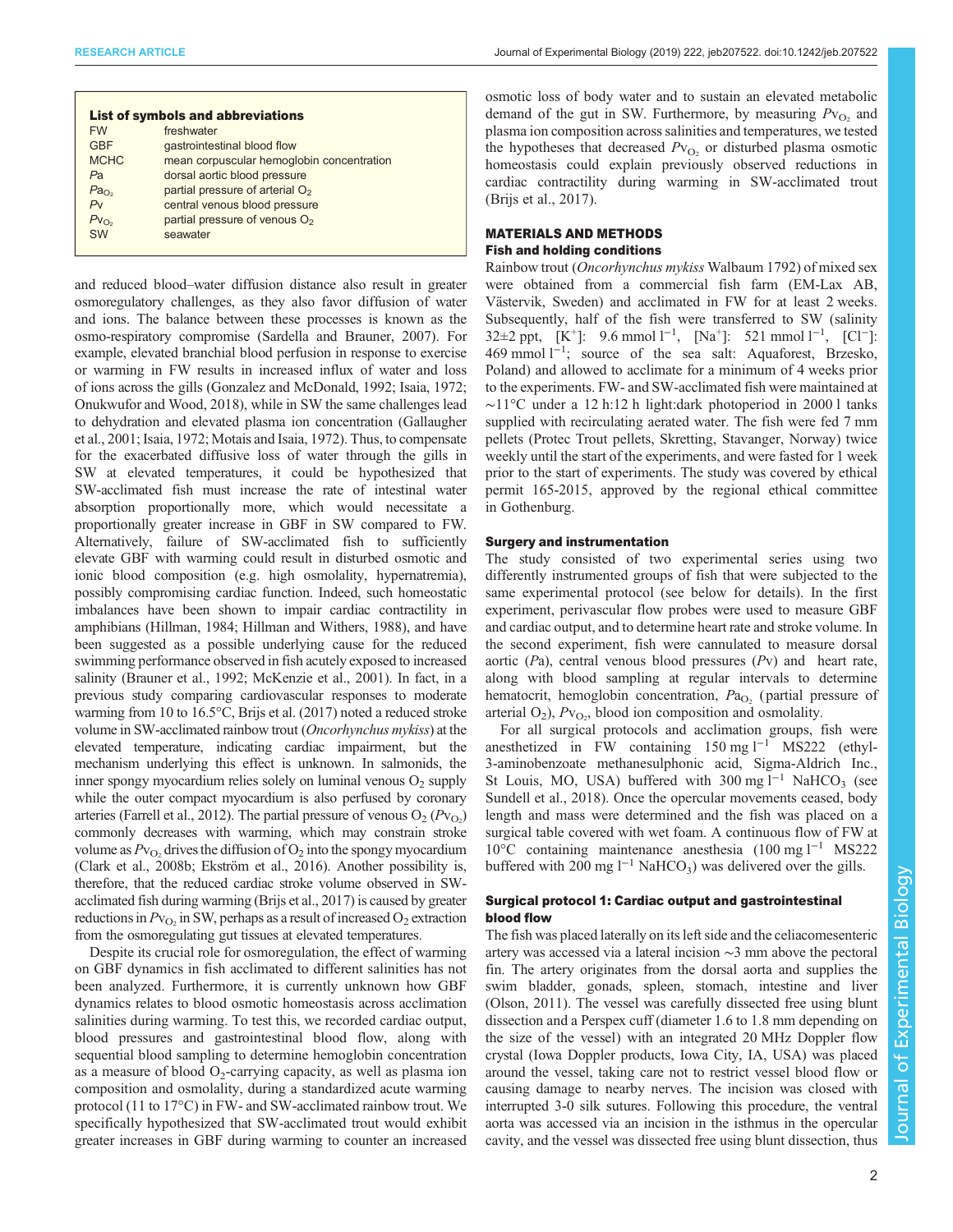**List of symbols and abbreviations**

| | |
|---|---|
| FW | freshwater |
| GBF | gastrointestinal blood flow |
| MCHC | mean corpuscular hemoglobin concentration |
| *Pa* | dorsal aortic blood pressure |
| $Pa_{O_2}$ | partial pressure of arterial $O_2$ |
| *Pv* | central venous blood pressure |
| $Pv_{O_2}$ | partial pressure of venous $O_2$ |
| SW | seawater |

and reduced blood–water diffusion distance also result in greater osmoregulatory challenges, as they also favor diffusion of water and ions. The balance between these processes is known as the osmo-respiratory compromise (Sardella and Brauner, 2007). For example, elevated branchial blood perfusion in response to exercise or warming in FW results in increased influx of water and loss of ions across the gills (Gonzalez and McDonald, 1992; Isaia, 1972; Onukwufor and Wood, 2018), while in SW the same challenges lead to dehydration and elevated plasma ion concentration (Gallaugher et al., 2001; Isaia, 1972; Motais and Isaia, 1972). Thus, to compensate for the exacerbated diffusive loss of water through the gills in SW at elevated temperatures, it could be hypothesized that SW-acclimated fish must increase the rate of intestinal water absorption proportionally more, which would necessitate a proportionally greater increase in GBF in SW compared to FW. Alternatively, failure of SW-acclimated fish to sufficiently elevate GBF with warming could result in disturbed osmotic and ionic blood composition (e.g. high osmolality, hypernatremia), possibly compromising cardiac function. Indeed, such homeostatic imbalances have been shown to impair cardiac contractility in amphibians (Hillman, 1984; Hillman and Withers, 1988), and have been suggested as a possible underlying cause for the reduced swimming performance observed in fish acutely exposed to increased salinity (Brauner et al., 1992; McKenzie et al., 2001). In fact, in a previous study comparing cardiovascular responses to moderate warming from 10 to 16.5°C, Brijs et al. (2017) noted a reduced stroke volume in SW-acclimated rainbow trout (*Oncorhynchus mykiss*) at the elevated temperature, indicating cardiac impairment, but the mechanism underlying this effect is unknown. In salmonids, the inner spongy myocardium relies solely on luminal venous $O_2$ supply while the outer compact myocardium is also perfused by coronary arteries (Farrell et al., 2012). The partial pressure of venous $O_2$ ($Pv_{O_2}$) commonly decreases with warming, which may constrain stroke volume as $Pv_{O_2}$ drives the diffusion of $O_2$ into the spongy myocardium (Clark et al., 2008b; Ekström et al., 2016). Another possibility is, therefore, that the reduced cardiac stroke volume observed in SW-acclimated fish during warming (Brijs et al., 2017) is caused by greater reductions in $Pv_{O_2}$ in SW, perhaps as a result of increased $O_2$ extraction from the osmoregulating gut tissues at elevated temperatures.

Despite its crucial role for osmoregulation, the effect of warming on GBF dynamics in fish acclimated to different salinities has not been analyzed. Furthermore, it is currently unknown how GBF dynamics relates to blood osmotic homeostasis across acclimation salinities during warming. To test this, we recorded cardiac output, blood pressures and gastrointestinal blood flow, along with sequential blood sampling to determine hemoglobin concentration as a measure of blood $O_2$-carrying capacity, as well as plasma ion composition and osmolality, during a standardized acute warming protocol (11 to 17°C) in FW- and SW-acclimated rainbow trout. We specifically hypothesized that SW-acclimated trout would exhibit greater increases in GBF during warming to counter an increased osmotic loss of body water and to sustain an elevated metabolic demand of the gut in SW. Furthermore, by measuring $Pv_{O_2}$ and plasma ion composition across salinities and temperatures, we tested the hypotheses that decreased $Pv_{O_2}$ or disturbed plasma osmotic homeostasis could explain previously observed reductions in cardiac contractility during warming in SW-acclimated trout (Brijs et al., 2017).

## MATERIALS AND METHODS

### Fish and holding conditions

Rainbow trout (*Oncorhynchus mykiss* Walbaum 1792) of mixed sex were obtained from a commercial fish farm (EM-Lax AB, Västervik, Sweden) and acclimated in FW for at least 2 weeks. Subsequently, half of the fish were transferred to SW (salinity 32±2 ppt, [$K^+$]: 9.6 mmol $l^{-1}$, [$Na^+$]: 521 mmol $l^{-1}$, [$Cl^-$]: 469 mmol $l^{-1}$; source of the sea salt: Aquaforest, Brzesko, Poland) and allowed to acclimate for a minimum of 4 weeks prior to the experiments. FW- and SW-acclimated fish were maintained at ∼11°C under a 12 h:12 h light:dark photoperiod in 2000 l tanks supplied with recirculating aerated water. The fish were fed 7 mm pellets (Protec Trout pellets, Skretting, Stavanger, Norway) twice weekly until the start of the experiments, and were fasted for 1 week prior to the start of experiments. The study was covered by ethical permit 165-2015, approved by the regional ethical committee in Gothenburg.

### Surgery and instrumentation

The study consisted of two experimental series using two differently instrumented groups of fish that were subjected to the same experimental protocol (see below for details). In the first experiment, perivascular flow probes were used to measure GBF and cardiac output, and to determine heart rate and stroke volume. In the second experiment, fish were cannulated to measure dorsal aortic (*Pa*), central venous blood pressures (*Pv*) and heart rate, along with blood sampling at regular intervals to determine hematocrit, hemoglobin concentration, $Pa_{O_2}$ (partial pressure of arterial $O_2$), $Pv_{O_2}$, blood ion composition and osmolality.

For all surgical protocols and acclimation groups, fish were anesthetized in FW containing 150 mg $l^{-1}$ MS222 (ethyl-3-aminobenzoate methanesulphonic acid, Sigma-Aldrich Inc., St Louis, MO, USA) buffered with 300 mg $l^{-1}$ $NaHCO_3$ (see Sundell et al., 2018). Once the opercular movements ceased, body length and mass were determined and the fish was placed on a surgical table covered with wet foam. A continuous flow of FW at 10°C containing maintenance anesthesia (100 mg $l^{-1}$ MS222 buffered with 200 mg $l^{-1}$ $NaHCO_3$) was delivered over the gills.

### Surgical protocol 1: Cardiac output and gastrointestinal blood flow

The fish was placed laterally on its left side and the celiacomesenteric artery was accessed via a lateral incision ∼3 mm above the pectoral fin. The artery originates from the dorsal aorta and supplies the swim bladder, gonads, spleen, stomach, intestine and liver (Olson, 2011). The vessel was carefully dissected free using blunt dissection and a Perspex cuff (diameter 1.6 to 1.8 mm depending on the size of the vessel) with an integrated 20 MHz Doppler flow crystal (Iowa Doppler products, Iowa City, IA, USA) was placed around the vessel, taking care not to restrict vessel blood flow or causing damage to nearby nerves. The incision was closed with interrupted 3-0 silk sutures. Following this procedure, the ventral aorta was accessed via an incision in the isthmus in the opercular cavity, and the vessel was dissected free using blunt dissection, thus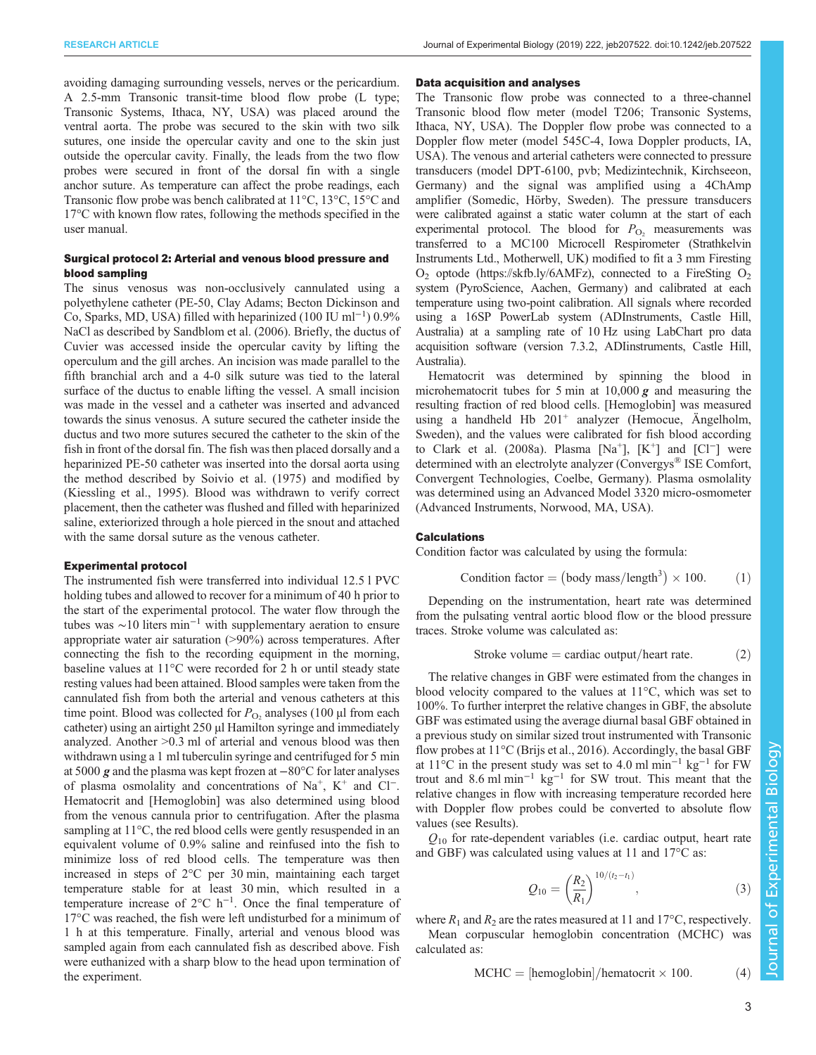avoiding damaging surrounding vessels, nerves or the pericardium. A 2.5-mm Transonic transit-time blood flow probe (L type; Transonic Systems, Ithaca, NY, USA) was placed around the ventral aorta. The probe was secured to the skin with two silk sutures, one inside the opercular cavity and one to the skin just outside the opercular cavity. Finally, the leads from the two flow probes were secured in front of the dorsal fin with a single anchor suture. As temperature can affect the probe readings, each Transonic flow probe was bench calibrated at 11°C, 13°C, 15°C and 17°C with known flow rates, following the methods specified in the user manual.

### Surgical protocol 2: Arterial and venous blood pressure and blood sampling

The sinus venosus was non-occlusively cannulated using a polyethylene catheter (PE-50, Clay Adams; Becton Dickinson and Co, Sparks, MD, USA) filled with heparinized (100 IU ml$^{-1}$) 0.9% NaCl as described by Sandblom et al. (2006). Briefly, the ductus of Cuvier was accessed inside the opercular cavity by lifting the operculum and the gill arches. An incision was made parallel to the fifth branchial arch and a 4-0 silk suture was tied to the lateral surface of the ductus to enable lifting the vessel. A small incision was made in the vessel and a catheter was inserted and advanced towards the sinus venosus. A suture secured the catheter inside the ductus and two more sutures secured the catheter to the skin of the fish in front of the dorsal fin. The fish was then placed dorsally and a heparinized PE-50 catheter was inserted into the dorsal aorta using the method described by Soivio et al. (1975) and modified by (Kiessling et al., 1995). Blood was withdrawn to verify correct placement, then the catheter was flushed and filled with heparinized saline, exteriorized through a hole pierced in the snout and attached with the same dorsal suture as the venous catheter.

### Experimental protocol

The instrumented fish were transferred into individual 12.5 l PVC holding tubes and allowed to recover for a minimum of 40 h prior to the start of the experimental protocol. The water flow through the tubes was ∼10 liters min$^{-1}$ with supplementary aeration to ensure appropriate water air saturation (>90%) across temperatures. After connecting the fish to the recording equipment in the morning, baseline values at 11°C were recorded for 2 h or until steady state resting values had been attained. Blood samples were taken from the cannulated fish from both the arterial and venous catheters at this time point. Blood was collected for $P_{O_2}$ analyses (100 µl from each catheter) using an airtight 250 µl Hamilton syringe and immediately analyzed. Another >0.3 ml of arterial and venous blood was then withdrawn using a 1 ml tuberculin syringe and centrifuged for 5 min at 5000 ***g*** and the plasma was kept frozen at −80°C for later analyses of plasma osmolality and concentrations of $Na^+$, $K^+$ and $Cl^-$. Hematocrit and [Hemoglobin] was also determined using blood from the venous cannula prior to centrifugation. After the plasma sampling at 11°C, the red blood cells were gently resuspended in an equivalent volume of 0.9% saline and reinfused into the fish to minimize loss of red blood cells. The temperature was then increased in steps of 2°C per 30 min, maintaining each target temperature stable for at least 30 min, which resulted in a temperature increase of 2°C h$^{-1}$. Once the final temperature of 17°C was reached, the fish were left undisturbed for a minimum of 1 h at this temperature. Finally, arterial and venous blood was sampled again from each cannulated fish as described above. Fish were euthanized with a sharp blow to the head upon termination of the experiment.

### Data acquisition and analyses

The Transonic flow probe was connected to a three-channel Transonic blood flow meter (model T206; Transonic Systems, Ithaca, NY, USA). The Doppler flow probe was connected to a Doppler flow meter (model 545C-4, Iowa Doppler products, IA, USA). The venous and arterial catheters were connected to pressure transducers (model DPT-6100, pvb; Medizintechnik, Kirchseeon, Germany) and the signal was amplified using a 4ChAmp amplifier (Somedic, Hörby, Sweden). The pressure transducers were calibrated against a static water column at the start of each experimental protocol. The blood for $P_{O_2}$ measurements was transferred to a MC100 Microcell Respirometer (Strathkelvin Instruments Ltd., Motherwell, UK) modified to fit a 3 mm Firesting $O_2$ optode (https://skfb.ly/6AMFz), connected to a FireSting $O_2$ system (PyroScience, Aachen, Germany) and calibrated at each temperature using two-point calibration. All signals where recorded using a 16SP PowerLab system (ADInstruments, Castle Hill, Australia) at a sampling rate of 10 Hz using LabChart pro data acquisition software (version 7.3.2, ADIinstruments, Castle Hill, Australia).

Hematocrit was determined by spinning the blood in microhematocrit tubes for 5 min at 10,000 ***g*** and measuring the resulting fraction of red blood cells. [Hemoglobin] was measured using a handheld Hb 201$^+$ analyzer (Hemocue, Ängelholm, Sweden), and the values were calibrated for fish blood according to Clark et al. (2008a). Plasma [$Na^+$], [$K^+$] and [$Cl^-$] were determined with an electrolyte analyzer (Convergys® ISE Comfort, Convergent Technologies, Coelbe, Germany). Plasma osmolality was determined using an Advanced Model 3320 micro-osmometer (Advanced Instruments, Norwood, MA, USA).

### Calculations

Condition factor was calculated by using the formula:

$$\text{Condition factor} = (\text{body mass}/\text{length}^3) \times 100. \quad (1)$$

Depending on the instrumentation, heart rate was determined from the pulsating ventral aortic blood flow or the blood pressure traces. Stroke volume was calculated as:

$$\text{Stroke volume} = \text{cardiac output}/\text{heart rate}. \quad (2)$$

The relative changes in GBF were estimated from the changes in blood velocity compared to the values at 11°C, which was set to 100%. To further interpret the relative changes in GBF, the absolute GBF was estimated using the average diurnal basal GBF obtained in a previous study on similar sized trout instrumented with Transonic flow probes at 11°C (Brijs et al., 2016). Accordingly, the basal GBF at 11°C in the present study was set to 4.0 ml min$^{-1}$ kg$^{-1}$ for FW trout and 8.6 ml min$^{-1}$ kg$^{-1}$ for SW trout. This meant that the relative changes in flow with increasing temperature recorded here with Doppler flow probes could be converted to absolute flow values (see Results).

$Q_{10}$ for rate-dependent variables (i.e. cardiac output, heart rate and GBF) was calculated using values at 11 and 17°C as:

$$Q_{10} = \left(\frac{R_2}{R_1}\right)^{10/(t_2 - t_1)}, \quad (3)$$

where $R_1$ and $R_2$ are the rates measured at 11 and 17°C, respectively.

Mean corpuscular hemoglobin concentration (MCHC) was calculated as:

$$\text{MCHC} = [\text{hemoglobin}]/\text{hematocrit} \times 100. \quad (4)$$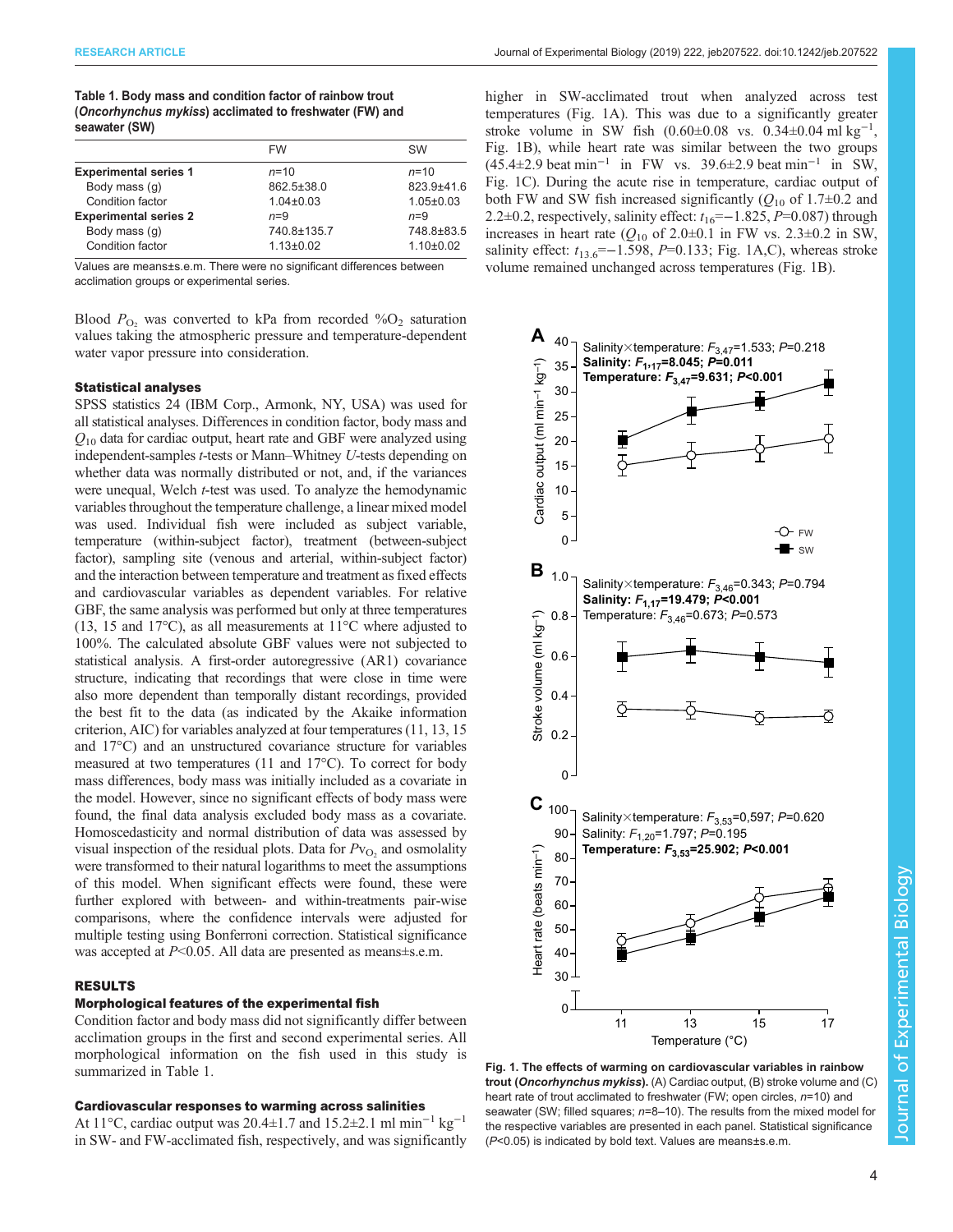**Table 1. Body mass and condition factor of rainbow trout (*Oncorhynchus mykiss*) acclimated to freshwater (FW) and seawater (SW)**

| | FW | SW |
|---|---|---|
| **Experimental series 1** | $n$=10 | $n$=10 |
| Body mass (g) | 862.5±38.0 | 823.9±41.6 |
| Condition factor | 1.04±0.03 | 1.05±0.03 |
| **Experimental series 2** | $n$=9 | $n$=9 |
| Body mass (g) | 740.8±135.7 | 748.8±83.5 |
| Condition factor | 1.13±0.02 | 1.10±0.02 |

Values are means±s.e.m. There were no significant differences between acclimation groups or experimental series.

Blood $P_{O_2}$ was converted to kPa from recorded $\%O_2$ saturation values taking the atmospheric pressure and temperature-dependent water vapor pressure into consideration.

### Statistical analyses

SPSS statistics 24 (IBM Corp., Armonk, NY, USA) was used for all statistical analyses. Differences in condition factor, body mass and $Q_{10}$ data for cardiac output, heart rate and GBF were analyzed using independent-samples $t$-tests or Mann–Whitney $U$-tests depending on whether data was normally distributed or not, and, if the variances were unequal, Welch $t$-test was used. To analyze the hemodynamic variables throughout the temperature challenge, a linear mixed model was used. Individual fish were included as subject variable, temperature (within-subject factor), treatment (between-subject factor), sampling site (venous and arterial, within-subject factor) and the interaction between temperature and treatment as fixed effects and cardiovascular variables as dependent variables. For relative GBF, the same analysis was performed but only at three temperatures (13, 15 and 17°C), as all measurements at 11°C where adjusted to 100%. The calculated absolute GBF values were not subjected to statistical analysis. A first-order autoregressive (AR1) covariance structure, indicating that recordings that were close in time were also more dependent than temporally distant recordings, provided the best fit to the data (as indicated by the Akaike information criterion, AIC) for variables analyzed at four temperatures (11, 13, 15 and 17°C) and an unstructured covariance structure for variables measured at two temperatures (11 and 17°C). To correct for body mass differences, body mass was initially included as a covariate in the model. However, since no significant effects of body mass were found, the final data analysis excluded body mass as a covariate. Homoscedasticity and normal distribution of data was assessed by visual inspection of the residual plots. Data for $P_{VO_2}$ and osmolality were transformed to their natural logarithms to meet the assumptions of this model. When significant effects were found, these were further explored with between- and within-treatments pair-wise comparisons, where the confidence intervals were adjusted for multiple testing using Bonferroni correction. Statistical significance was accepted at $P$<0.05. All data are presented as means±s.e.m.

## RESULTS

### Morphological features of the experimental fish

Condition factor and body mass did not significantly differ between acclimation groups in the first and second experimental series. All morphological information on the fish used in this study is summarized in Table 1.

### Cardiovascular responses to warming across salinities

At 11°C, cardiac output was 20.4±1.7 and 15.2±2.1 ml min$^{-1}$ kg$^{-1}$ in SW- and FW-acclimated fish, respectively, and was significantly higher in SW-acclimated trout when analyzed across test temperatures (Fig. 1A). This was due to a significantly greater stroke volume in SW fish (0.60±0.08 vs. 0.34±0.04 ml kg$^{-1}$, Fig. 1B), while heart rate was similar between the two groups (45.4±2.9 beat min$^{-1}$ in FW vs. 39.6±2.9 beat min$^{-1}$ in SW, Fig. 1C). During the acute rise in temperature, cardiac output of both FW and SW fish increased significantly ($Q_{10}$ of 1.7±0.2 and 2.2±0.2, respectively, salinity effect: $t_{16}$=−1.825, $P$=0.087) through increases in heart rate ($Q_{10}$ of 2.0±0.1 in FW vs. 2.3±0.2 in SW, salinity effect: $t_{13.6}$=−1.598, $P$=0.133; Fig. 1A,C), whereas stroke volume remained unchanged across temperatures (Fig. 1B).

**Fig. 1. The effects of warming on cardiovascular variables in rainbow trout (*Oncorhynchus mykiss*).** (A) Cardiac output, (B) stroke volume and (C) heart rate of trout acclimated to freshwater (FW; open circles, $n$=10) and seawater (SW; filled squares; $n$=8–10). The results from the mixed model for the respective variables are presented in each panel. Statistical significance ($P$<0.05) is indicated by bold text. Values are means±s.e.m.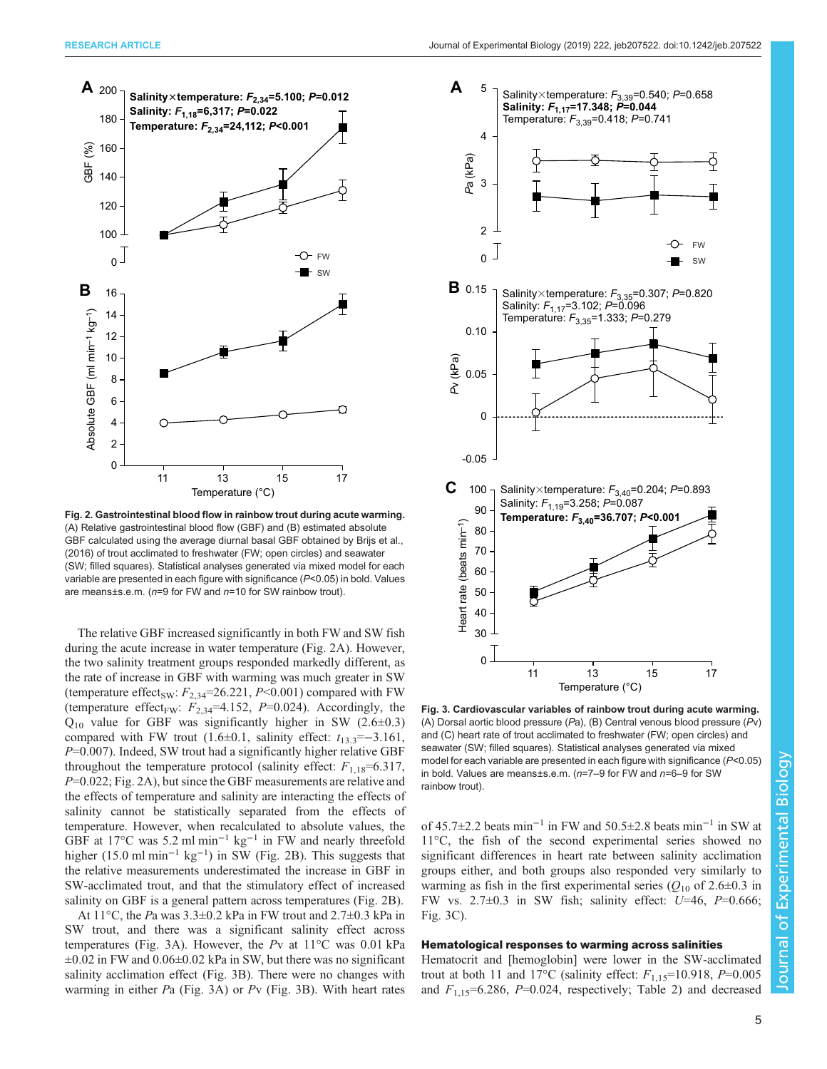**Fig. 2. Gastrointestinal blood flow in rainbow trout during acute warming.** (A) Relative gastrointestinal blood flow (GBF) and (B) estimated absolute GBF calculated using the average diurnal basal GBF obtained by Brijs et al., (2016) of trout acclimated to freshwater (FW; open circles) and seawater (SW; filled squares). Statistical analyses generated via mixed model for each variable are presented in each figure with significance ($P$<0.05) in bold. Values are means±s.e.m. ($n$=9 for FW and $n$=10 for SW rainbow trout).

The relative GBF increased significantly in both FW and SW fish during the acute increase in water temperature (Fig. 2A). However, the two salinity treatment groups responded markedly different, as the rate of increase in GBF with warming was much greater in SW (temperature effect$_{SW}$: $F_{2,34}$=26.221, $P$<0.001) compared with FW (temperature effect$_{FW}$: $F_{2,34}$=4.152, $P$=0.024). Accordingly, the $Q_{10}$ value for GBF was significantly higher in SW (2.6±0.3) compared with FW trout (1.6±0.1, salinity effect: $t_{13.3}$=−3.161, $P$=0.007). Indeed, SW trout had a significantly higher relative GBF throughout the temperature protocol (salinity effect: $F_{1,18}$=6.317, $P$=0.022; Fig. 2A), but since the GBF measurements are relative and the effects of temperature and salinity are interacting the effects of salinity cannot be statistically separated from the effects of temperature. However, when recalculated to absolute values, the GBF at 17°C was 5.2 ml min$^{-1}$ kg$^{-1}$ in FW and nearly threefold higher (15.0 ml min$^{-1}$ kg$^{-1}$) in SW (Fig. 2B). This suggests that the relative measurements underestimated the increase in GBF in SW-acclimated trout, and that the stimulatory effect of increased salinity on GBF is a general pattern across temperatures (Fig. 2B).

At 11°C, the $Pa$ was 3.3±0.2 kPa in FW trout and 2.7±0.3 kPa in SW trout, and there was a significant salinity effect across temperatures (Fig. 3A). However, the $Pv$ at 11°C was 0.01 kPa ±0.02 in FW and 0.06±0.02 kPa in SW, but there was no significant salinity acclimation effect (Fig. 3B). There were no changes with warming in either $Pa$ (Fig. 3A) or $Pv$ (Fig. 3B). With heart rates

**Fig. 3. Cardiovascular variables of rainbow trout during acute warming.** (A) Dorsal aortic blood pressure ($Pa$), (B) Central venous blood pressure ($Pv$) and (C) heart rate of trout acclimated to freshwater (FW; open circles) and seawater (SW; filled squares). Statistical analyses generated via mixed model for each variable are presented in each figure with significance ($P$<0.05) in bold. Values are means±s.e.m. ($n$=7–9 for FW and $n$=6–9 for SW rainbow trout).

of 45.7±2.2 beats min$^{-1}$ in FW and 50.5±2.8 beats min$^{-1}$ in SW at 11°C, the fish of the second experimental series showed no significant differences in heart rate between salinity acclimation groups either, and both groups also responded very similarly to warming as fish in the first experimental series ($Q_{10}$ of 2.6±0.3 in FW vs. 2.7±0.3 in SW fish; salinity effect: $U$=46, $P$=0.666; Fig. 3C).

### Hematological responses to warming across salinities

Hematocrit and [hemoglobin] were lower in the SW-acclimated trout at both 11 and 17°C (salinity effect: $F_{1,15}$=10.918, $P$=0.005 and $F_{1,15}$=6.286, $P$=0.024, respectively; Table 2) and decreased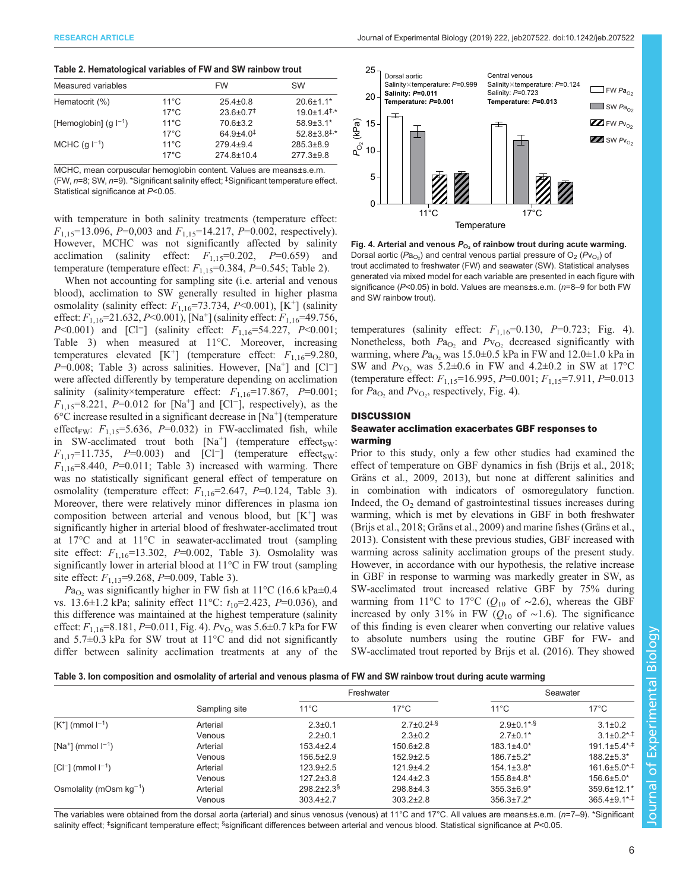**Table 2. Hematological variables of FW and SW rainbow trout**

| Measured variables | | FW | SW |
|---|---|---|---|
| Hematocrit (%) | 11°C | 25.4±0.8 | 20.6±1.1* |
| | 17°C | 23.6±0.7‡ | 19.0±1.4‡,* |
| [Hemoglobin] (g $l^{-1}$) | 11°C | 70.6±3.2 | 58.9±3.1* |
| | 17°C | 64.9±4.0‡ | 52.8±3.8‡,* |
| MCHC (g $l^{-1}$) | 11°C | 279.4±9.4 | 285.3±8.9 |
| | 17°C | 274.8±10.4 | 277.3±9.8 |

MCHC, mean corpuscular hemoglobin content. Values are means±s.e.m. (FW, $n$=8; SW, $n$=9). *Significant salinity effect; ‡Significant temperature effect. Statistical significance at $P$<0.05.

with temperature in both salinity treatments (temperature effect: $F_{1,15}$=13.096, $P$=0,003 and $F_{1,15}$=14.217, $P$=0.002, respectively). However, MCHC was not significantly affected by salinity acclimation (salinity effect: $F_{1,15}$=0.202, $P$=0.659) and temperature (temperature effect: $F_{1,15}$=0.384, $P$=0.545; Table 2).

When not accounting for sampling site (i.e. arterial and venous blood), acclimation to SW generally resulted in higher plasma osmolality (salinity effect: $F_{1,16}$=73.734, $P$<0.001), [$K^+$] (salinity effect: $F_{1,16}$=21.632, $P$<0.001), [$Na^+$] (salinity effect: $F_{1,16}$=49.756, $P$<0.001) and [$Cl^-$] (salinity effect: $F_{1,16}$=54.227, $P$<0.001; Table 3) when measured at 11°C. Moreover, increasing temperatures elevated [$K^+$] (temperature effect: $F_{1,16}$=9.280, $P$=0.008; Table 3) across salinities. However, [$Na^+$] and [$Cl^-$] were affected differently by temperature depending on acclimation salinity (salinity×temperature effect: $F_{1,16}$=17.867, $P$=0.001; $F_{1,15}$=8.221, $P$=0.012 for [$Na^+$] and [$Cl^-$], respectively), as the 6°C increase resulted in a significant decrease in [$Na^+$] (temperature effect$_{FW}$: $F_{1,15}$=5.636, $P$=0.032) in FW-acclimated fish, while in SW-acclimated trout both [$Na^+$] (temperature effect$_{SW}$: $F_{1,17}$=11.735, $P$=0.003) and [$Cl^-$] (temperature effect$_{SW}$: $F_{1,16}$=8.440, $P$=0.011; Table 3) increased with warming. There was no statistically significant general effect of temperature on osmolality (temperature effect: $F_{1,16}$=2.647, $P$=0.124, Table 3). Moreover, there were relatively minor differences in plasma ion composition between arterial and venous blood, but [$K^+$] was significantly higher in arterial blood of freshwater-acclimated trout at 17°C and at 11°C in seawater-acclimated trout (sampling site effect: $F_{1,16}$=13.302, $P$=0.002, Table 3). Osmolality was significantly lower in arterial blood at 11°C in FW trout (sampling site effect: $F_{1,13}$=9.268, $P$=0.009, Table 3).

$Pa_{O_2}$ was significantly higher in FW fish at 11°C (16.6 kPa±0.4 vs. 13.6±1.2 kPa; salinity effect 11°C: $t_{10}$=2.423, $P$=0.036), and this difference was maintained at the highest temperature (salinity effect: $F_{1,16}$=8.181, $P$=0.011, Fig. 4). $Pv_{O_2}$ was 5.6±0.7 kPa for FW and 5.7±0.3 kPa for SW trout at 11°C and did not significantly differ between salinity acclimation treatments at any of the temperatures (salinity effect: $F_{1,16}$=0.130, $P$=0.723; Fig. 4). Nonetheless, both $Pa_{O_2}$ and $Pv_{O_2}$ decreased significantly with warming, where $Pa_{O_2}$ was 15.0±0.5 kPa in FW and 12.0±1.0 kPa in SW and $Pv_{O_2}$ was 5.2±0.6 in FW and 4.2±0.2 in SW at 17°C (temperature effect: $F_{1,15}$=16.995, $P$=0.001; $F_{1,15}$=7.911, $P$=0.013 for $Pa_{O_2}$ and $Pv_{O_2}$, respectively, Fig. 4).

**Fig. 4. Arterial and venous $P_{O_2}$ of rainbow trout during acute warming.** Dorsal aortic ($Pa_{O_2}$) and central venous partial pressure of $O_2$ ($Pv_{O_2}$) of trout acclimated to freshwater (FW) and seawater (SW). Statistical analyses generated via mixed model for each variable are presented in each figure with significance ($P$<0.05) in bold. Values are means±s.e.m. ($n$=8–9 for both FW and SW rainbow trout).

## DISCUSSION

### Seawater acclimation exacerbates GBF responses to warming

Prior to this study, only a few other studies had examined the effect of temperature on GBF dynamics in fish (Brijs et al., 2018; Gräns et al., 2009, 2013), but none at different salinities and in combination with indicators of osmoregulatory function. Indeed, the $O_2$ demand of gastrointestinal tissues increases during warming, which is met by elevations in GBF in both freshwater (Brijs et al., 2018; Gräns et al., 2009) and marine fishes (Gräns et al., 2013). Consistent with these previous studies, GBF increased with warming across salinity acclimation groups of the present study. However, in accordance with our hypothesis, the relative increase in GBF in response to warming was markedly greater in SW, as SW-acclimated trout increased relative GBF by 75% during warming from 11°C to 17°C ($Q_{10}$ of ∼2.6), whereas the GBF increased by only 31% in FW ($Q_{10}$ of ∼1.6). The significance of this finding is even clearer when converting our relative values to absolute numbers using the routine GBF for FW- and SW-acclimated trout reported by Brijs et al. (2016). They showed

**Table 3. Ion composition and osmolality of arterial and venous plasma of FW and SW rainbow trout during acute warming**

| | Sampling site | Freshwater | | Seawater | |
|---|---|---|---|---|---|
| | | 11°C | 17°C | 11°C | 17°C |
| [$K^+$] (mmol $l^{-1}$) | Arterial | 2.3±0.1 | 2.7±0.2‡,§ | 2.9±0.1*,§ | 3.1±0.2 |
| | Venous | 2.2±0.1 | 2.3±0.2 | 2.7±0.1* | 3.1±0.2*,‡ |
| [$Na^+$] (mmol $l^{-1}$) | Arterial | 153.4±2.4 | 150.6±2.8 | 183.1±4.0* | 191.1±5.4*,‡ |
| | Venous | 156.5±2.9 | 152.9±2.5 | 186.7±5.2* | 188.2±5.3* |
| [$Cl^-$] (mmol $l^{-1}$) | Arterial | 123.9±2.5 | 121.9±4.2 | 154.1±3.8* | 161.6±5.0*,‡ |
| | Venous | 127.2±3.8 | 124.4±2.3 | 155.8±4.8* | 156.6±5.0* |
| Osmolality (mOsm $kg^{-1}$) | Arterial | 298.2±2.3§ | 298.8±4.3 | 355.3±6.9* | 359.6±12.1* |
| | Venous | 303.4±2.7 | 303.2±2.8 | 356.3±7.2* | 365.4±9.1*,‡ |

The variables were obtained from the dorsal aorta (arterial) and sinus venosus (venous) at 11°C and 17°C. All values are means±s.e.m. ($n$=7–9). *Significant salinity effect; ‡significant temperature effect; §significant differences between arterial and venous blood. Statistical significance at $P$<0.05.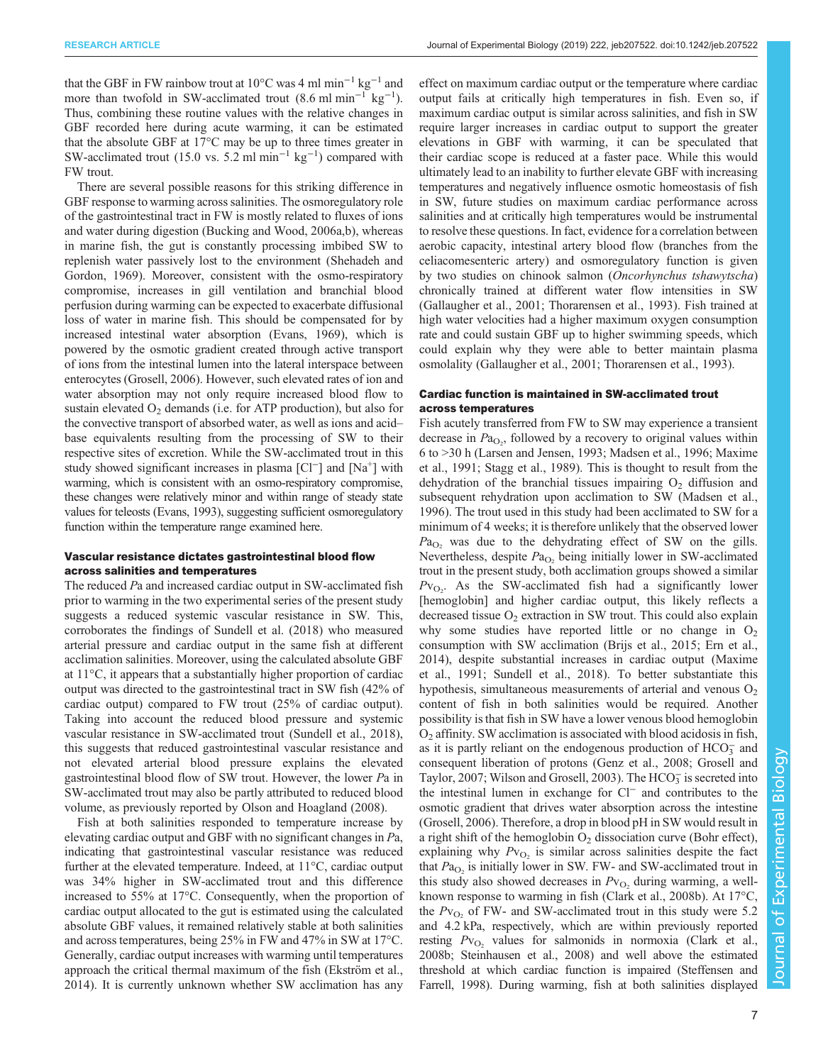that the GBF in FW rainbow trout at 10°C was 4 ml $min^{-1}$ $kg^{-1}$ and more than twofold in SW-acclimated trout (8.6 ml $min^{-1}$ $kg^{-1}$). Thus, combining these routine values with the relative changes in GBF recorded here during acute warming, it can be estimated that the absolute GBF at 17°C may be up to three times greater in SW-acclimated trout (15.0 vs. 5.2 ml $min^{-1}$ $kg^{-1}$) compared with FW trout.

There are several possible reasons for this striking difference in GBF response to warming across salinities. The osmoregulatory role of the gastrointestinal tract in FW is mostly related to fluxes of ions and water during digestion (Bucking and Wood, 2006a,b), whereas in marine fish, the gut is constantly processing imbibed SW to replenish water passively lost to the environment (Shehadeh and Gordon, 1969). Moreover, consistent with the osmo-respiratory compromise, increases in gill ventilation and branchial blood perfusion during warming can be expected to exacerbate diffusional loss of water in marine fish. This should be compensated for by increased intestinal water absorption (Evans, 1969), which is powered by the osmotic gradient created through active transport of ions from the intestinal lumen into the lateral interspace between enterocytes (Grosell, 2006). However, such elevated rates of ion and water absorption may not only require increased blood flow to sustain elevated $O_2$ demands (i.e. for ATP production), but also for the convective transport of absorbed water, as well as ions and acid–base equivalents resulting from the processing of SW to their respective sites of excretion. While the SW-acclimated trout in this study showed significant increases in plasma [$Cl^-$] and [$Na^+$] with warming, which is consistent with an osmo-respiratory compromise, these changes were relatively minor and within range of steady state values for teleosts (Evans, 1993), suggesting sufficient osmoregulatory function within the temperature range examined here.

### Vascular resistance dictates gastrointestinal blood flow across salinities and temperatures

The reduced *P*a and increased cardiac output in SW-acclimated fish prior to warming in the two experimental series of the present study suggests a reduced systemic vascular resistance in SW. This, corroborates the findings of Sundell et al. (2018) who measured arterial pressure and cardiac output in the same fish at different acclimation salinities. Moreover, using the calculated absolute GBF at 11°C, it appears that a substantially higher proportion of cardiac output was directed to the gastrointestinal tract in SW fish (42% of cardiac output) compared to FW trout (25% of cardiac output). Taking into account the reduced blood pressure and systemic vascular resistance in SW-acclimated trout (Sundell et al., 2018), this suggests that reduced gastrointestinal vascular resistance and not elevated arterial blood pressure explains the elevated gastrointestinal blood flow of SW trout. However, the lower *P*a in SW-acclimated trout may also be partly attributed to reduced blood volume, as previously reported by Olson and Hoagland (2008).

Fish at both salinities responded to temperature increase by elevating cardiac output and GBF with no significant changes in *P*a, indicating that gastrointestinal vascular resistance was reduced further at the elevated temperature. Indeed, at 11°C, cardiac output was 34% higher in SW-acclimated trout and this difference increased to 55% at 17°C. Consequently, when the proportion of cardiac output allocated to the gut is estimated using the calculated absolute GBF values, it remained relatively stable at both salinities and across temperatures, being 25% in FW and 47% in SW at 17°C. Generally, cardiac output increases with warming until temperatures approach the critical thermal maximum of the fish (Ekström et al., 2014). It is currently unknown whether SW acclimation has any effect on maximum cardiac output or the temperature where cardiac output fails at critically high temperatures in fish. Even so, if maximum cardiac output is similar across salinities, and fish in SW require larger increases in cardiac output to support the greater elevations in GBF with warming, it can be speculated that their cardiac scope is reduced at a faster pace. While this would ultimately lead to an inability to further elevate GBF with increasing temperatures and negatively influence osmotic homeostasis of fish in SW, future studies on maximum cardiac performance across salinities and at critically high temperatures would be instrumental to resolve these questions. In fact, evidence for a correlation between aerobic capacity, intestinal artery blood flow (branches from the celiacomesenteric artery) and osmoregulatory function is given by two studies on chinook salmon (*Oncorhynchus tshawytscha*) chronically trained at different water flow intensities in SW (Gallaugher et al., 2001; Thorarensen et al., 1993). Fish trained at high water velocities had a higher maximum oxygen consumption rate and could sustain GBF up to higher swimming speeds, which could explain why they were able to better maintain plasma osmolality (Gallaugher et al., 2001; Thorarensen et al., 1993).

### Cardiac function is maintained in SW-acclimated trout across temperatures

Fish acutely transferred from FW to SW may experience a transient decrease in $Pa_{O_2}$, followed by a recovery to original values within 6 to >30 h (Larsen and Jensen, 1993; Madsen et al., 1996; Maxime et al., 1991; Stagg et al., 1989). This is thought to result from the dehydration of the branchial tissues impairing $O_2$ diffusion and subsequent rehydration upon acclimation to SW (Madsen et al., 1996). The trout used in this study had been acclimated to SW for a minimum of 4 weeks; it is therefore unlikely that the observed lower $Pa_{O_2}$ was due to the dehydrating effect of SW on the gills. Nevertheless, despite $Pa_{O_2}$ being initially lower in SW-acclimated trout in the present study, both acclimation groups showed a similar $Pv_{O_2}$. As the SW-acclimated fish had a significantly lower [hemoglobin] and higher cardiac output, this likely reflects a decreased tissue $O_2$ extraction in SW trout. This could also explain why some studies have reported little or no change in $O_2$ consumption with SW acclimation (Brijs et al., 2015; Ern et al., 2014), despite substantial increases in cardiac output (Maxime et al., 1991; Sundell et al., 2018). To better substantiate this hypothesis, simultaneous measurements of arterial and venous $O_2$ content of fish in both salinities would be required. Another possibility is that fish in SW have a lower venous blood hemoglobin $O_2$ affinity. SW acclimation is associated with blood acidosis in fish, as it is partly reliant on the endogenous production of $HCO_3^-$ and consequent liberation of protons (Genz et al., 2008; Grosell and Taylor, 2007; Wilson and Grosell, 2003). The $HCO_3^-$ is secreted into the intestinal lumen in exchange for $Cl^-$ and contributes to the osmotic gradient that drives water absorption across the intestine (Grosell, 2006). Therefore, a drop in blood pH in SW would result in a right shift of the hemoglobin $O_2$ dissociation curve (Bohr effect), explaining why $Pv_{O_2}$ is similar across salinities despite the fact that $Pa_{O_2}$ is initially lower in SW. FW- and SW-acclimated trout in this study also showed decreases in $Pv_{O_2}$ during warming, a well-known response to warming in fish (Clark et al., 2008b). At 17°C, the $Pv_{O_2}$ of FW- and SW-acclimated trout in this study were 5.2 and 4.2 kPa, respectively, which are within previously reported resting $Pv_{O_2}$ values for salmonids in normoxia (Clark et al., 2008b; Steinhausen et al., 2008) and well above the estimated threshold at which cardiac function is impaired (Steffensen and Farrell, 1998). During warming, fish at both salinities displayed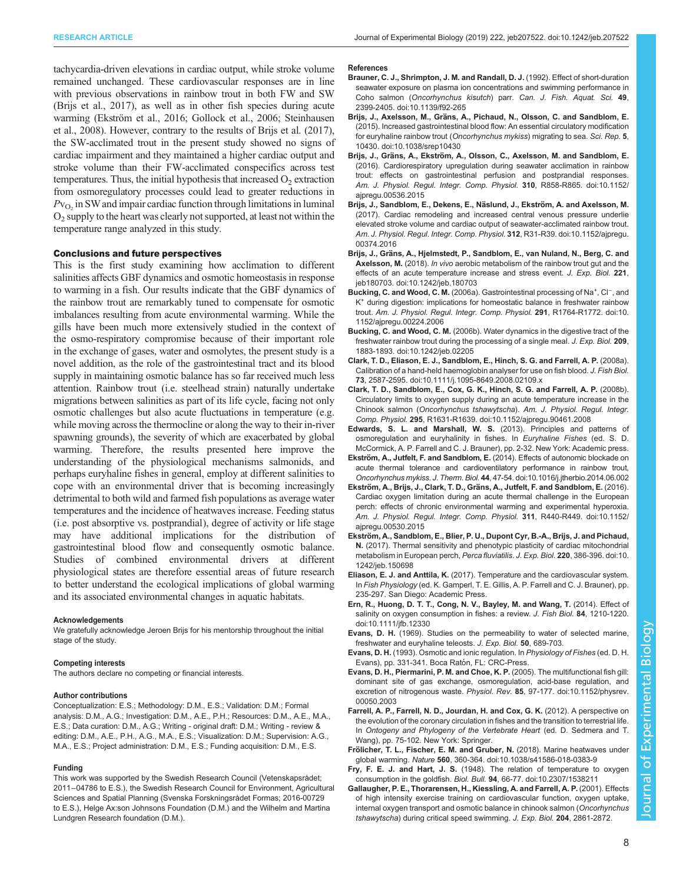tachycardia-driven elevations in cardiac output, while stroke volume remained unchanged. These cardiovascular responses are in line with previous observations in rainbow trout in both FW and SW (Brijs et al., 2017), as well as in other fish species during acute warming (Ekström et al., 2016; Gollock et al., 2006; Steinhausen et al., 2008). However, contrary to the results of Brijs et al. (2017), the SW-acclimated trout in the present study showed no signs of cardiac impairment and they maintained a higher cardiac output and stroke volume than their FW-acclimated conspecifics across test temperatures. Thus, the initial hypothesis that increased $O_2$ extraction from osmoregulatory processes could lead to greater reductions in $P_{V_{O_2}}$ in SW and impair cardiac function through limitations in luminal $O_2$ supply to the heart was clearly not supported, at least not within the temperature range analyzed in this study.

## Conclusions and future perspectives

This is the first study examining how acclimation to different salinities affects GBF dynamics and osmotic homeostasis in response to warming in a fish. Our results indicate that the GBF dynamics of the rainbow trout are remarkably tuned to compensate for osmotic imbalances resulting from acute environmental warming. While the gills have been much more extensively studied in the context of the osmo-respiratory compromise because of their important role in the exchange of gases, water and osmolytes, the present study is a novel addition, as the role of the gastrointestinal tract and its blood supply in maintaining osmotic balance has so far received much less attention. Rainbow trout (i.e. steelhead strain) naturally undertake migrations between salinities as part of its life cycle, facing not only osmotic challenges but also acute fluctuations in temperature (e.g. while moving across the thermocline or along the way to their in-river spawning grounds), the severity of which are exacerbated by global warming. Therefore, the results presented here improve the understanding of the physiological mechanisms salmonids, and perhaps euryhaline fishes in general, employ at different salinities to cope with an environmental driver that is becoming increasingly detrimental to both wild and farmed fish populations as average water temperatures and the incidence of heatwaves increase. Feeding status (i.e. post absorptive vs. postprandial), degree of activity or life stage may have additional implications for the distribution of gastrointestinal blood flow and consequently osmotic balance. Studies of combined environmental drivers at different physiological states are therefore essential areas of future research to better understand the ecological implications of global warming and its associated environmental changes in aquatic habitats.

#### Acknowledgements

We gratefully acknowledge Jeroen Brijs for his mentorship throughout the initial stage of the study.

#### Competing interests

The authors declare no competing or financial interests.

#### Author contributions

Conceptualization: E.S.; Methodology: D.M., E.S.; Validation: D.M.; Formal analysis: D.M., A.G.; Investigation: D.M., A.E., P.H.; Resources: D.M., A.E., M.A., E.S.; Data curation: D.M., A.G.; Writing - original draft: D.M.; Writing - review & editing: D.M., A.E., P.H., A.G., M.A., E.S.; Visualization: D.M.; Supervision: A.G., M.A., E.S.; Project administration: D.M., E.S.; Funding acquisition: D.M., E.S.

#### Funding

This work was supported by the Swedish Research Council (Vetenskapsrådet; 2011–04786 to E.S.), the Swedish Research Council for Environment, Agricultural Sciences and Spatial Planning (Svenska Forskningsrådet Formas; 2016-00729 to E.S.), Helge Ax:son Johnsons Foundation (D.M.) and the Wilhelm and Martina Lundgren Research foundation (D.M.).

#### References

**Brauner, C. J., Shrimpton, J. M. and Randall, D. J.** (1992). Effect of short-duration seawater exposure on plasma ion concentrations and swimming performance in Coho salmon (*Oncorhynchus kisutch*) parr. *Can. J. Fish. Aquat. Sci.* **49**, 2399-2405. doi:10.1139/f92-265

**Brijs, J., Axelsson, M., Gräns, A., Pichaud, N., Olsson, C. and Sandblom, E.** (2015). Increased gastrointestinal blood flow: An essential circulatory modification for euryhaline rainbow trout (*Oncorhynchus mykiss*) migrating to sea. *Sci. Rep.* **5**, 10430. doi:10.1038/srep10430

**Brijs, J., Gräns, A., Ekström, A., Olsson, C., Axelsson, M. and Sandblom, E.** (2016). Cardiorespiratory upregulation during seawater acclimation in rainbow trout: effects on gastrointestinal perfusion and postprandial responses. *Am. J. Physiol. Regul. Integr. Comp. Physiol.* **310**, R858-R865. doi:10.1152/ajpregu.00536.2015

**Brijs, J., Sandblom, E., Dekens, E., Näslund, J., Ekström, A. and Axelsson, M.** (2017). Cardiac remodeling and increased central venous pressure underlie elevated stroke volume and cardiac output of seawater-acclimated rainbow trout. *Am. J. Physiol. Regul. Integr. Comp. Physiol.* **312**, R31-R39. doi:10.1152/ajpregu.00374.2016

**Brijs, J., Gräns, A., Hjelmstedt, P., Sandblom, E., van Nuland, N., Berg, C. and Axelsson, M.** (2018). *In vivo* aerobic metabolism of the rainbow trout gut and the effects of an acute temperature increase and stress event. *J. Exp. Biol.* **221**, jeb180703. doi:10.1242/jeb.180703

**Bucking, C. and Wood, C. M.** (2006a). Gastrointestinal processing of $Na^+$, $Cl^-$, and $K^+$ during digestion: implications for homeostatic balance in freshwater rainbow trout. *Am. J. Physiol. Regul. Integr. Comp. Physiol.* **291**, R1764-R1772. doi:10.1152/ajpregu.00224.2006

**Bucking, C. and Wood, C. M.** (2006b). Water dynamics in the digestive tract of the freshwater rainbow trout during the processing of a single meal. *J. Exp. Biol.* **209**, 1883-1893. doi:10.1242/jeb.02205

**Clark, T. D., Eliason, E. J., Sandblom, E., Hinch, S. G. and Farrell, A. P.** (2008a). Calibration of a hand-held haemoglobin analyser for use on fish blood. *J. Fish Biol.* **73**, 2587-2595. doi:10.1111/j.1095-8649.2008.02109.x

**Clark, T. D., Sandblom, E., Cox, G. K., Hinch, S. G. and Farrell, A. P.** (2008b). Circulatory limits to oxygen supply during an acute temperature increase in the Chinook salmon (*Oncorhynchus tshawytscha*). *Am. J. Physiol. Regul. Integr. Comp. Physiol.* **295**, R1631-R1639. doi:10.1152/ajpregu.90461.2008

**Edwards, S. L. and Marshall, W. S.** (2013). Principles and patterns of osmoregulation and euryhalinity in fishes. In *Euryhaline Fishes* (ed. S. D. McCormick, A. P. Farrell and C. J. Brauner), pp. 2-32. New York: Academic press.

**Ekström, A., Jutfelt, F. and Sandblom, E.** (2014). Effects of autonomic blockade on acute thermal tolerance and cardioventilatory performance in rainbow trout, *Oncorhynchus mykiss*. *J. Therm. Biol.* **44**, 47-54. doi:10.1016/j.jtherbio.2014.06.002

**Ekström, A., Brijs, J., Clark, T. D., Gräns, A., Jutfelt, F. and Sandblom, E.** (2016). Cardiac oxygen limitation during an acute thermal challenge in the European perch: effects of chronic environmental warming and experimental hyperoxia. *Am. J. Physiol. Regul. Integr. Comp. Physiol.* **311**, R440-R449. doi:10.1152/ajpregu.00530.2015

**Ekström, A., Sandblom, E., Blier, P. U., Dupont Cyr, B.-A., Brijs, J. and Pichaud, N.** (2017). Thermal sensitivity and phenotypic plasticity of cardiac mitochondrial metabolism in European perch, *Perca fluviatilis*. *J. Exp. Biol.* **220**, 386-396. doi:10.1242/jeb.150698

**Eliason, E. J. and Anttila, K.** (2017). Temperature and the cardiovascular system. In *Fish Physiology* (ed. K. Gamperl, T. E. Gillis, A. P. Farrell and C. J. Brauner), pp. 235-297. San Diego: Academic Press.

**Ern, R., Huong, D. T. T., Cong, N. V., Bayley, M. and Wang, T.** (2014). Effect of salinity on oxygen consumption in fishes: a review. *J. Fish Biol.* **84**, 1210-1220. doi:10.1111/jfb.12330

**Evans, D. H.** (1969). Studies on the permeability to water of selected marine, freshwater and euryhaline teleosts. *J. Exp. Biol.* **50**, 689-703.

**Evans, D. H.** (1993). Osmotic and ionic regulation. In *Physiology of Fishes* (ed. D. H. Evans), pp. 331-341. Boca Ratón, FL: CRC-Press.

**Evans, D. H., Piermarini, P. M. and Choe, K. P.** (2005). The multifunctional fish gill: dominant site of gas exchange, osmoregulation, acid-base regulation, and excretion of nitrogenous waste. *Physiol. Rev.* **85**, 97-177. doi:10.1152/physrev.00050.2003

**Farrell, A. P., Farrell, N. D., Jourdan, H. and Cox, G. K.** (2012). A perspective on the evolution of the coronary circulation in fishes and the transition to terrestrial life. In *Ontogeny and Phylogeny of the Vertebrate Heart* (ed. D. Sedmera and T. Wang), pp. 75-102. New York: Springer.

**Frölicher, T. L., Fischer, E. M. and Gruber, N.** (2018). Marine heatwaves under global warming. *Nature* **560**, 360-364. doi:10.1038/s41586-018-0383-9

**Fry, F. E. J. and Hart, J. S.** (1948). The relation of temperature to oxygen consumption in the goldfish. *Biol. Bull.* **94**, 66-77. doi:10.2307/1538211

**Gallaugher, P. E., Thorarensen, H., Kiessling, A. and Farrell, A. P.** (2001). Effects of high intensity exercise training on cardiovascular function, oxygen uptake, internal oxygen transport and osmotic balance in chinook salmon (*Oncorhynchus tshawytscha*) during critical speed swimming. *J. Exp. Biol.* **204**, 2861-2872.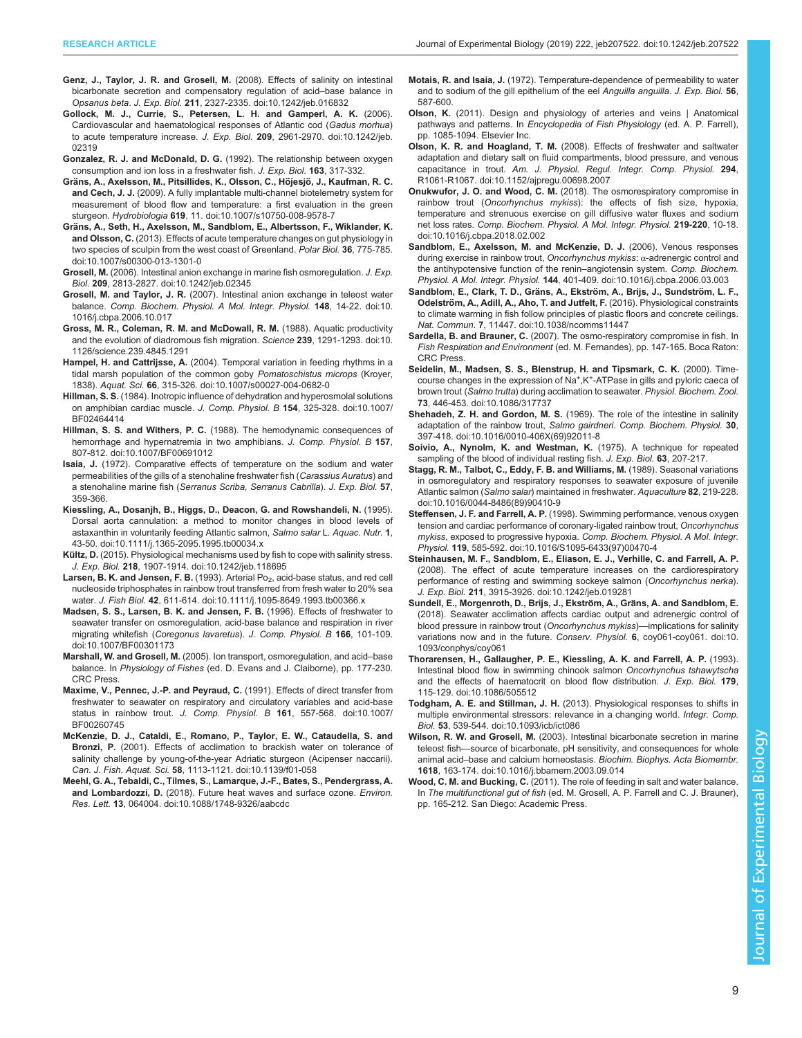**Genz, J., Taylor, J. R. and Grosell, M.** (2008). Effects of salinity on intestinal bicarbonate secretion and compensatory regulation of acid–base balance in *Opsanus beta*. *J. Exp. Biol.* **211**, 2327-2335. doi:10.1242/jeb.016832

**Gollock, M. J., Currie, S., Petersen, L. H. and Gamperl, A. K.** (2006). Cardiovascular and haematological responses of Atlantic cod (*Gadus morhua*) to acute temperature increase. *J. Exp. Biol.* **209**, 2961-2970. doi:10.1242/jeb.02319

**Gonzalez, R. J. and McDonald, D. G.** (1992). The relationship between oxygen consumption and ion loss in a freshwater fish. *J. Exp. Biol.* **163**, 317-332.

**Gräns, A., Axelsson, M., Pitsillides, K., Olsson, C., Höjesjö, J., Kaufman, R. C. and Cech, J. J.** (2009). A fully implantable multi-channel biotelemetry system for measurement of blood flow and temperature: a first evaluation in the green sturgeon. *Hydrobiologia* **619**, 11. doi:10.1007/s10750-008-9578-7

**Gräns, A., Seth, H., Axelsson, M., Sandblom, E., Albertsson, F., Wiklander, K. and Olsson, C.** (2013). Effects of acute temperature changes on gut physiology in two species of sculpin from the west coast of Greenland. *Polar Biol.* **36**, 775-785. doi:10.1007/s00300-013-1301-0

**Grosell, M.** (2006). Intestinal anion exchange in marine fish osmoregulation. *J. Exp. Biol.* **209**, 2813-2827. doi:10.1242/jeb.02345

**Grosell, M. and Taylor, J. R.** (2007). Intestinal anion exchange in teleost water balance. *Comp. Biochem. Physiol. A Mol. Integr. Physiol.* **148**, 14-22. doi:10.1016/j.cbpa.2006.10.017

**Gross, M. R., Coleman, R. M. and McDowall, R. M.** (1988). Aquatic productivity and the evolution of diadromous fish migration. *Science* **239**, 1291-1293. doi:10.1126/science.239.4845.1291

**Hampel, H. and Cattrijsse, A.** (2004). Temporal variation in feeding rhythms in a tidal marsh population of the common goby *Pomatoschistus microps* (Kroyer, 1838). *Aquat. Sci.* **66**, 315-326. doi:10.1007/s00027-004-0682-0

**Hillman, S. S.** (1984). Inotropic influence of dehydration and hyperosmolal solutions on amphibian cardiac muscle. *J. Comp. Physiol. B* **154**, 325-328. doi:10.1007/BF02464414

**Hillman, S. S. and Withers, P. C.** (1988). The hemodynamic consequences of hemorrhage and hypernatremia in two amphibians. *J. Comp. Physiol. B* **157**, 807-812. doi:10.1007/BF00691012

**Isaia, J.** (1972). Comparative effects of temperature on the sodium and water permeabilities of the gills of a stenohaline freshwater fish (*Carassius Auratus*) and a stenohaline marine fish (*Serranus Scriba, Serranus Cabrilla*). *J. Exp. Biol.* **57**, 359-366.

**Kiessling, A., Dosanjh, B., Higgs, D., Deacon, G. and Rowshandeli, N.** (1995). Dorsal aorta cannulation: a method to monitor changes in blood levels of astaxanthin in voluntarily feeding Atlantic salmon, *Salmo salar* L. *Aquac. Nutr.* **1**, 43-50. doi:10.1111/j.1365-2095.1995.tb00034.x

**Kültz, D.** (2015). Physiological mechanisms used by fish to cope with salinity stress. *J. Exp. Biol.* **218**, 1907-1914. doi:10.1242/jeb.118695

**Larsen, B. K. and Jensen, F. B.** (1993). Arterial $P_{O_2}$, acid-base status, and red cell nucleoside triphosphates in rainbow trout transferred from fresh water to 20% sea water. *J. Fish Biol.* **42**, 611-614. doi:10.1111/j.1095-8649.1993.tb00366.x

**Madsen, S. S., Larsen, B. K. and Jensen, F. B.** (1996). Effects of freshwater to seawater transfer on osmoregulation, acid-base balance and respiration in river migrating whitefish (*Coregonus lavaretus*). *J. Comp. Physiol. B* **166**, 101-109. doi:10.1007/BF00301173

**Marshall, W. and Grosell, M.** (2005). Ion transport, osmoregulation, and acid–base balance. In *Physiology of Fishes* (ed. D. Evans and J. Claiborne), pp. 177-230. CRC Press.

**Maxime, V., Pennec, J.-P. and Peyraud, C.** (1991). Effects of direct transfer from freshwater to seawater on respiratory and circulatory variables and acid-base status in rainbow trout. *J. Comp. Physiol. B* **161**, 557-568. doi:10.1007/BF00260745

**McKenzie, D. J., Cataldi, E., Romano, P., Taylor, E. W., Cataudella, S. and Bronzi, P.** (2001). Effects of acclimation to brackish water on tolerance of salinity challenge by young-of-the-year Adriatic sturgeon (Acipenser naccarii). *Can. J. Fish. Aquat. Sci.* **58**, 1113-1121. doi:10.1139/f01-058

**Meehl, G. A., Tebaldi, C., Tilmes, S., Lamarque, J.-F., Bates, S., Pendergrass, A. and Lombardozzi, D.** (2018). Future heat waves and surface ozone. *Environ. Res. Lett.* **13**, 064004. doi:10.1088/1748-9326/aabcdc

**Motais, R. and Isaia, J.** (1972). Temperature-dependence of permeability to water and to sodium of the gill epithelium of the eel *Anguilla anguilla*. *J. Exp. Biol.* **56**, 587-600.

**Olson, K.** (2011). Design and physiology of arteries and veins | Anatomical pathways and patterns. In *Encyclopedia of Fish Physiology* (ed. A. P. Farrell), pp. 1085-1094. Elsevier Inc.

**Olson, K. R. and Hoagland, T. M.** (2008). Effects of freshwater and saltwater adaptation and dietary salt on fluid compartments, blood pressure, and venous capacitance in trout. *Am. J. Physiol. Regul. Integr. Comp. Physiol.* **294**, R1061-R1067. doi:10.1152/ajpregu.00698.2007

**Onukwufor, J. O. and Wood, C. M.** (2018). The osmorespiratory compromise in rainbow trout (*Oncorhynchus mykiss*): the effects of fish size, hypoxia, temperature and strenuous exercise on gill diffusive water fluxes and sodium net loss rates. *Comp. Biochem. Physiol. A Mol. Integr. Physiol.* **219-220**, 10-18. doi:10.1016/j.cbpa.2018.02.002

**Sandblom, E., Axelsson, M. and McKenzie, D. J.** (2006). Venous responses during exercise in rainbow trout, *Oncorhynchus mykiss*: α-adrenergic control and the antihypotensive function of the renin–angiotensin system. *Comp. Biochem. Physiol. A Mol. Integr. Physiol.* **144**, 401-409. doi:10.1016/j.cbpa.2006.03.003

**Sandblom, E., Clark, T. D., Gräns, A., Ekström, A., Brijs, J., Sundström, L. F., Odelström, A., Adill, A., Aho, T. and Jutfelt, F.** (2016). Physiological constraints to climate warming in fish follow principles of plastic floors and concrete ceilings. *Nat. Commun.* **7**, 11447. doi:10.1038/ncomms11447

**Sardella, B. and Brauner, C.** (2007). The osmo-respiratory compromise in fish. In *Fish Respiration and Environment* (ed. M. Fernandes), pp. 147-165. Boca Raton: CRC Press.

**Seidelin, M., Madsen, S. S., Blenstrup, H. and Tipsmark, C. K.** (2000). Time-course changes in the expression of $Na^+,K^+$-ATPase in gills and pyloric caeca of brown trout (*Salmo trutta*) during acclimation to seawater. *Physiol. Biochem. Zool.* **73**, 446-453. doi:10.1086/317737

**Shehadeh, Z. H. and Gordon, M. S.** (1969). The role of the intestine in salinity adaptation of the rainbow trout, *Salmo gairdneri*. *Comp. Biochem. Physiol.* **30**, 397-418. doi:10.1016/0010-406X(69)92011-8

**Soivio, A., Nynolm, K. and Westman, K.** (1975). A technique for repeated sampling of the blood of individual resting fish. *J. Exp. Biol.* **63**, 207-217.

**Stagg, R. M., Talbot, C., Eddy, F. B. and Williams, M.** (1989). Seasonal variations in osmoregulatory and respiratory responses to seawater exposure of juvenile Atlantic salmon (*Salmo salar*) maintained in freshwater. *Aquaculture* **82**, 219-228. doi:10.1016/0044-8486(89)90410-9

**Steffensen, J. F. and Farrell, A. P.** (1998). Swimming performance, venous oxygen tension and cardiac performance of coronary-ligated rainbow trout, *Oncorhynchus mykiss*, exposed to progressive hypoxia. *Comp. Biochem. Physiol. A Mol. Integr. Physiol.* **119**, 585-592. doi:10.1016/S1095-6433(97)00470-4

**Steinhausen, M. F., Sandblom, E., Eliason, E. J., Verhille, C. and Farrell, A. P.** (2008). The effect of acute temperature increases on the cardiorespiratory performance of resting and swimming sockeye salmon (*Oncorhynchus nerka*). *J. Exp. Biol.* **211**, 3915-3926. doi:10.1242/jeb.019281

**Sundell, E., Morgenroth, D., Brijs, J., Ekström, A., Gräns, A. and Sandblom, E.** (2018). Seawater acclimation affects cardiac output and adrenergic control of blood pressure in rainbow trout (*Oncorhynchus mykiss*)—implications for salinity variations now and in the future. *Conserv. Physiol.* **6**, coy061-coy061. doi:10.1093/conphys/coy061

**Thorarensen, H., Gallaugher, P. E., Kiessling, A. K. and Farrell, A. P.** (1993). Intestinal blood flow in swimming chinook salmon *Oncorhynchus tshawytscha* and the effects of haematocrit on blood flow distribution. *J. Exp. Biol.* **179**, 115-129. doi:10.1086/505512

**Todgham, A. E. and Stillman, J. H.** (2013). Physiological responses to shifts in multiple environmental stressors: relevance in a changing world. *Integr. Comp. Biol.* **53**, 539-544. doi:10.1093/icb/ict086

**Wilson, R. W. and Grosell, M.** (2003). Intestinal bicarbonate secretion in marine teleost fish—source of bicarbonate, pH sensitivity, and consequences for whole animal acid–base and calcium homeostasis. *Biochim. Biophys. Acta Biomembr.* **1618**, 163-174. doi:10.1016/j.bbamem.2003.09.014

**Wood, C. M. and Bucking, C.** (2011). The role of feeding in salt and water balance. In *The multifunctional gut of fish* (ed. M. Grosell, A. P. Farrell and C. J. Brauner), pp. 165-212. San Diego: Academic Press.